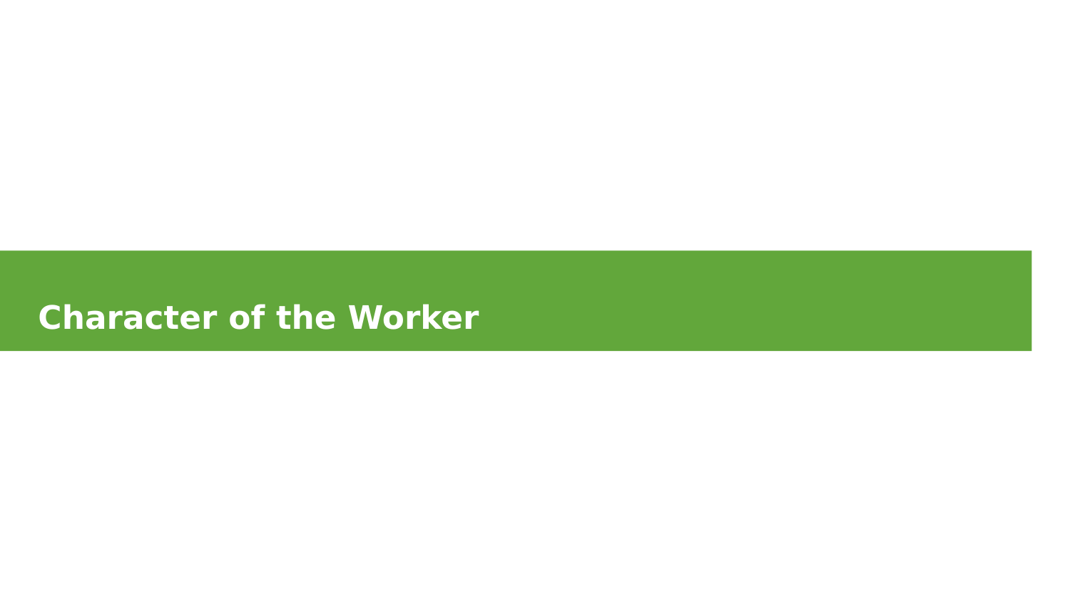# Character of the Worker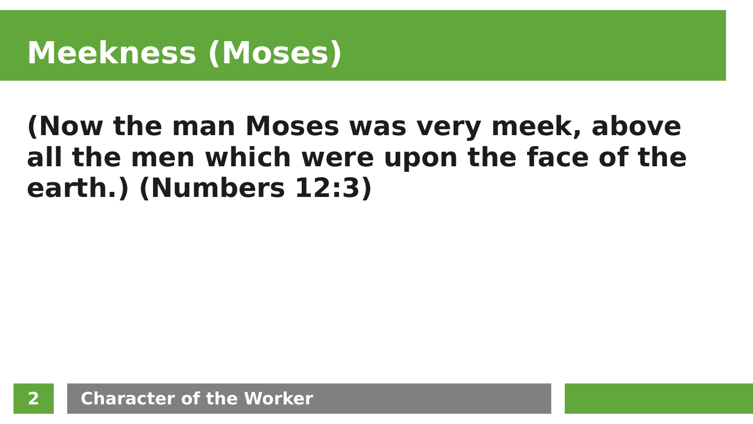# Meekness (Moses)

**(Now the man Moses was very meek, above all the men which were upon the face of the earth.) (Numbers 12:3)**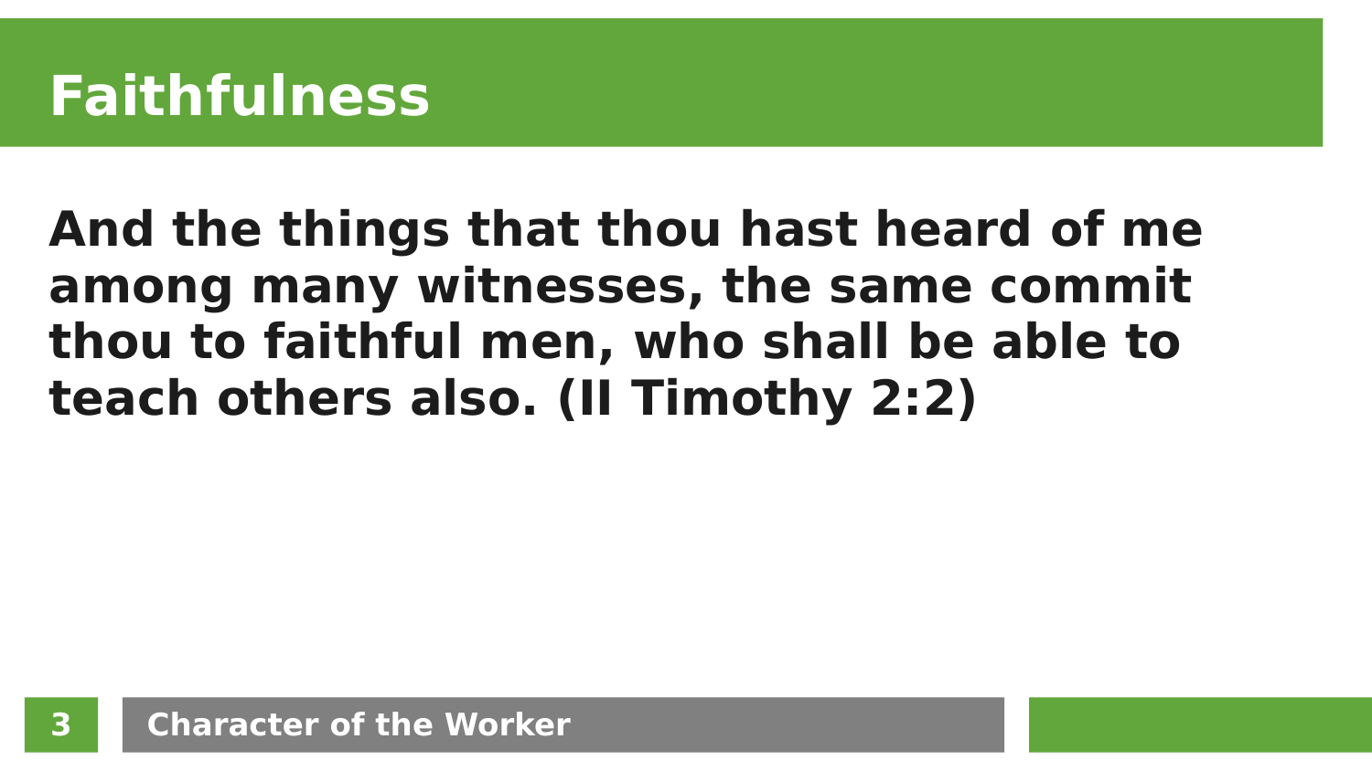# Faithfulness

**And the things that thou hast heard of me among many witnesses, the same commit thou to faithful men, who shall be able to teach others also. (II Timothy 2:2)**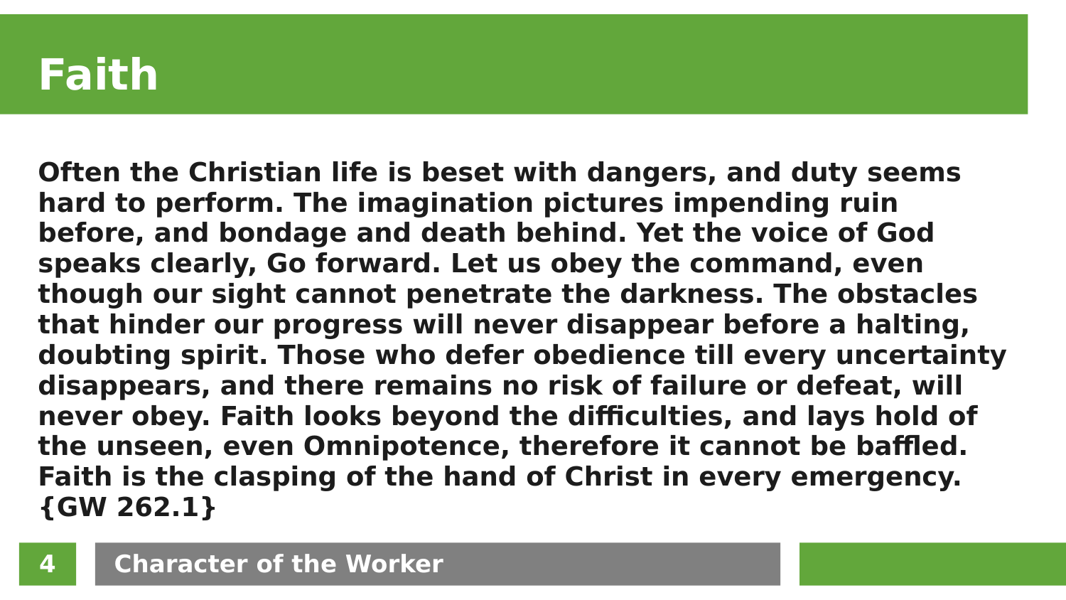# Faith

**Often the Christian life is beset with dangers, and duty seems hard to perform. The imagination pictures impending ruin before, and bondage and death behind. Yet the voice of God speaks clearly, Go forward. Let us obey the command, even though our sight cannot penetrate the darkness. The obstacles that hinder our progress will never disappear before a halting, doubting spirit. Those who defer obedience till every uncertainty disappears, and there remains no risk of failure or defeat, will never obey. Faith looks beyond the difficulties, and lays hold of the unseen, even Omnipotence, therefore it cannot be baffled. Faith is the clasping of the hand of Christ in every emergency. {GW 262.1}**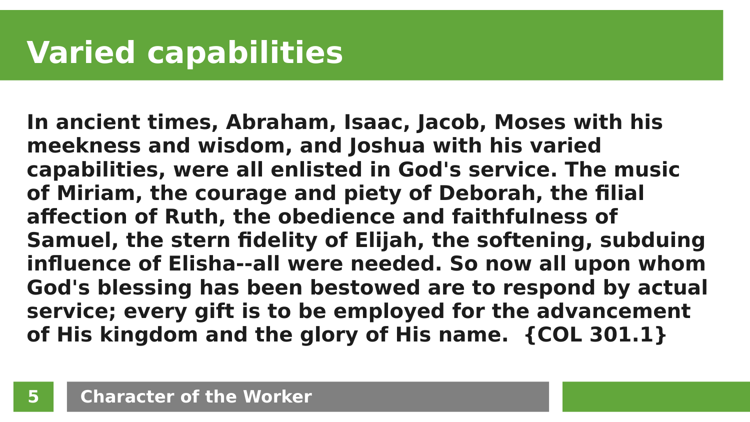# Varied capabilities

**In ancient times, Abraham, Isaac, Jacob, Moses with his meekness and wisdom, and Joshua with his varied capabilities, were all enlisted in God's service. The music of Miriam, the courage and piety of Deborah, the filial affection of Ruth, the obedience and faithfulness of Samuel, the stern fidelity of Elijah, the softening, subduing influence of Elisha--all were needed. So now all upon whom God's blessing has been bestowed are to respond by actual service; every gift is to be employed for the advancement of His kingdom and the glory of His name. {COL 301.1}**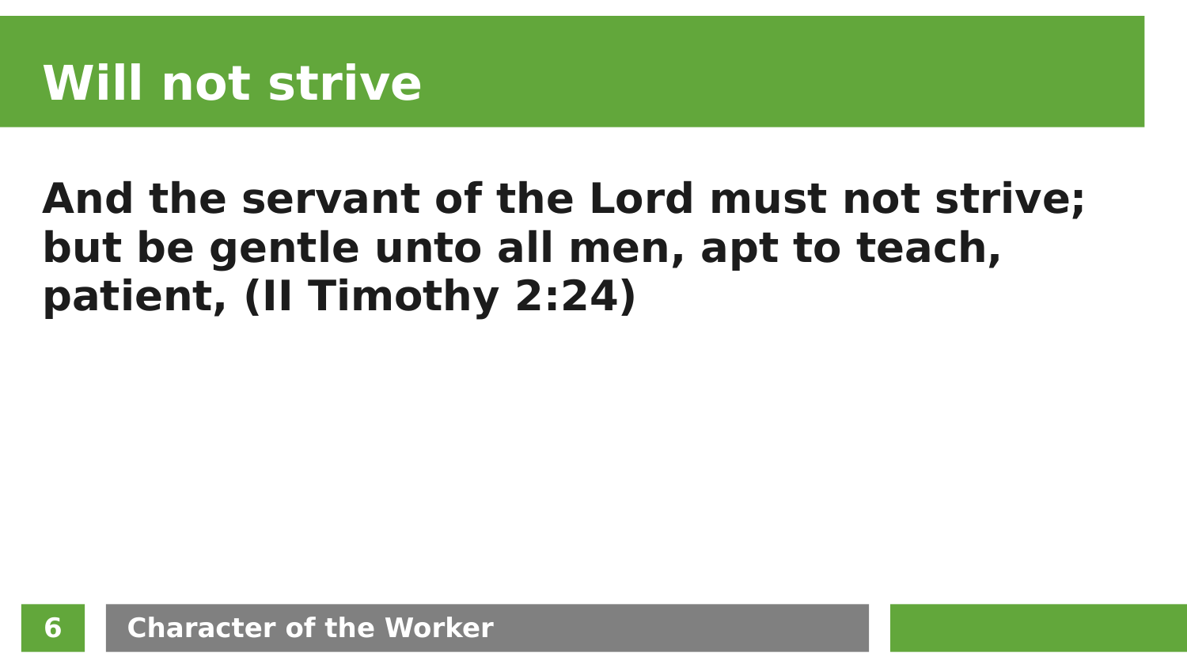# Will not strive

**And the servant of the Lord must not strive; but be gentle unto all men, apt to teach, patient, (II Timothy 2:24)**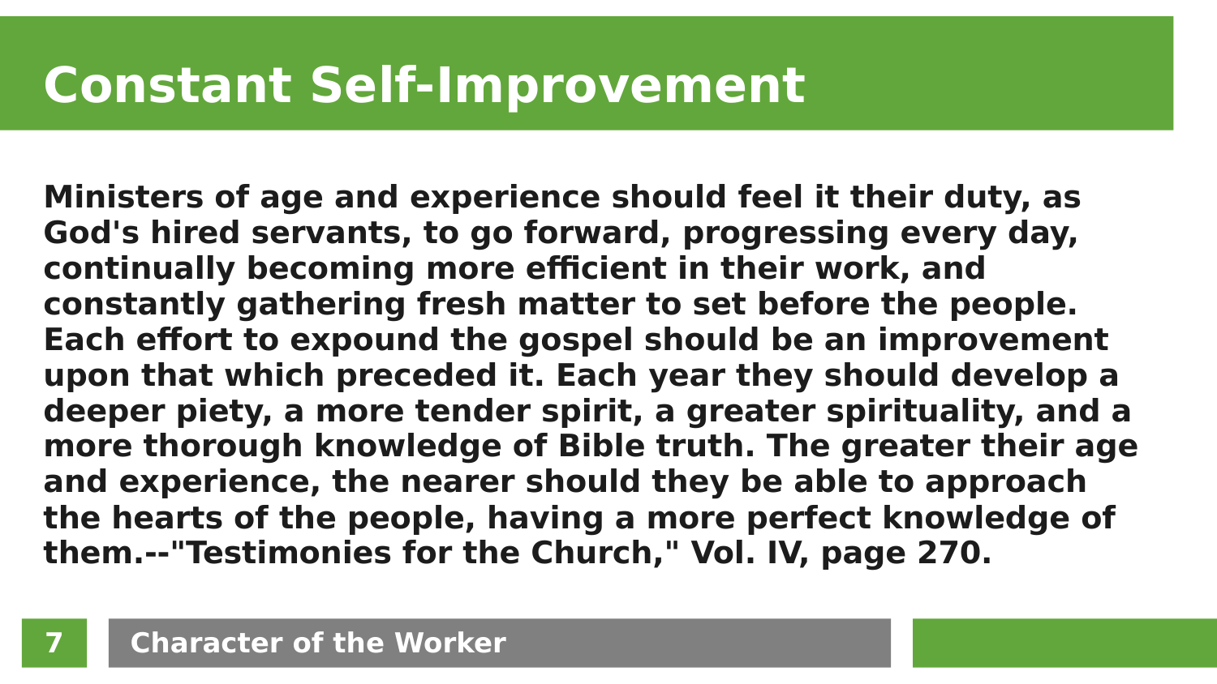# Constant Self-Improvement

**Ministers of age and experience should feel it their duty, as God's hired servants, to go forward, progressing every day, continually becoming more efficient in their work, and constantly gathering fresh matter to set before the people. Each effort to expound the gospel should be an improvement upon that which preceded it. Each year they should develop a deeper piety, a more tender spirit, a greater spirituality, and a more thorough knowledge of Bible truth. The greater their age and experience, the nearer should they be able to approach the hearts of the people, having a more perfect knowledge of them.--"Testimonies for the Church," Vol. IV, page 270.**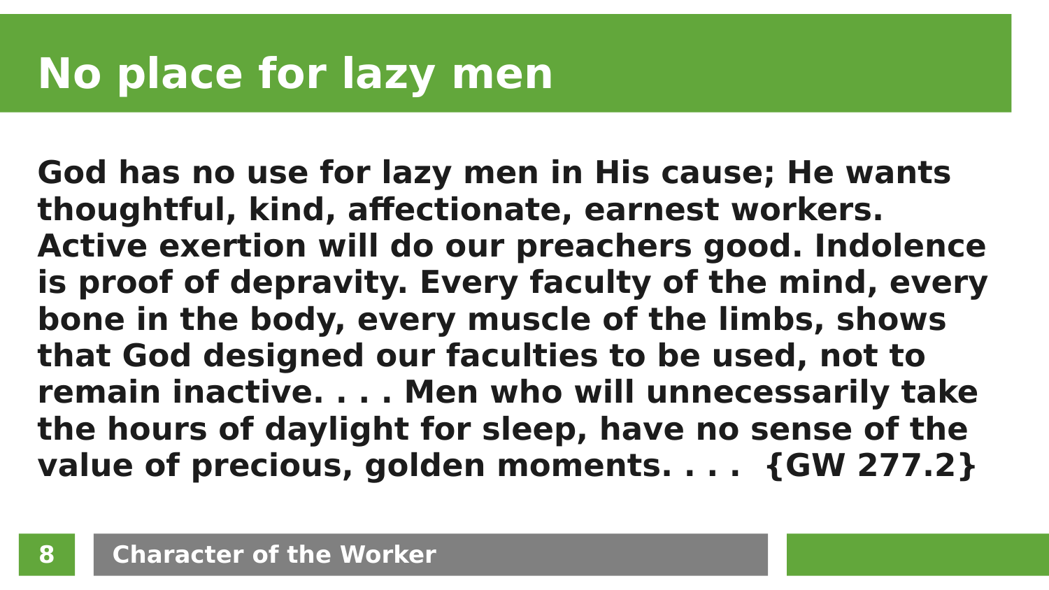# No place for lazy men

**God has no use for lazy men in His cause; He wants thoughtful, kind, affectionate, earnest workers. Active exertion will do our preachers good. Indolence is proof of depravity. Every faculty of the mind, every bone in the body, every muscle of the limbs, shows that God designed our faculties to be used, not to remain inactive. . . . Men who will unnecessarily take the hours of daylight for sleep, have no sense of the value of precious, golden moments. . . . {GW 277.2}**

Character of the Worker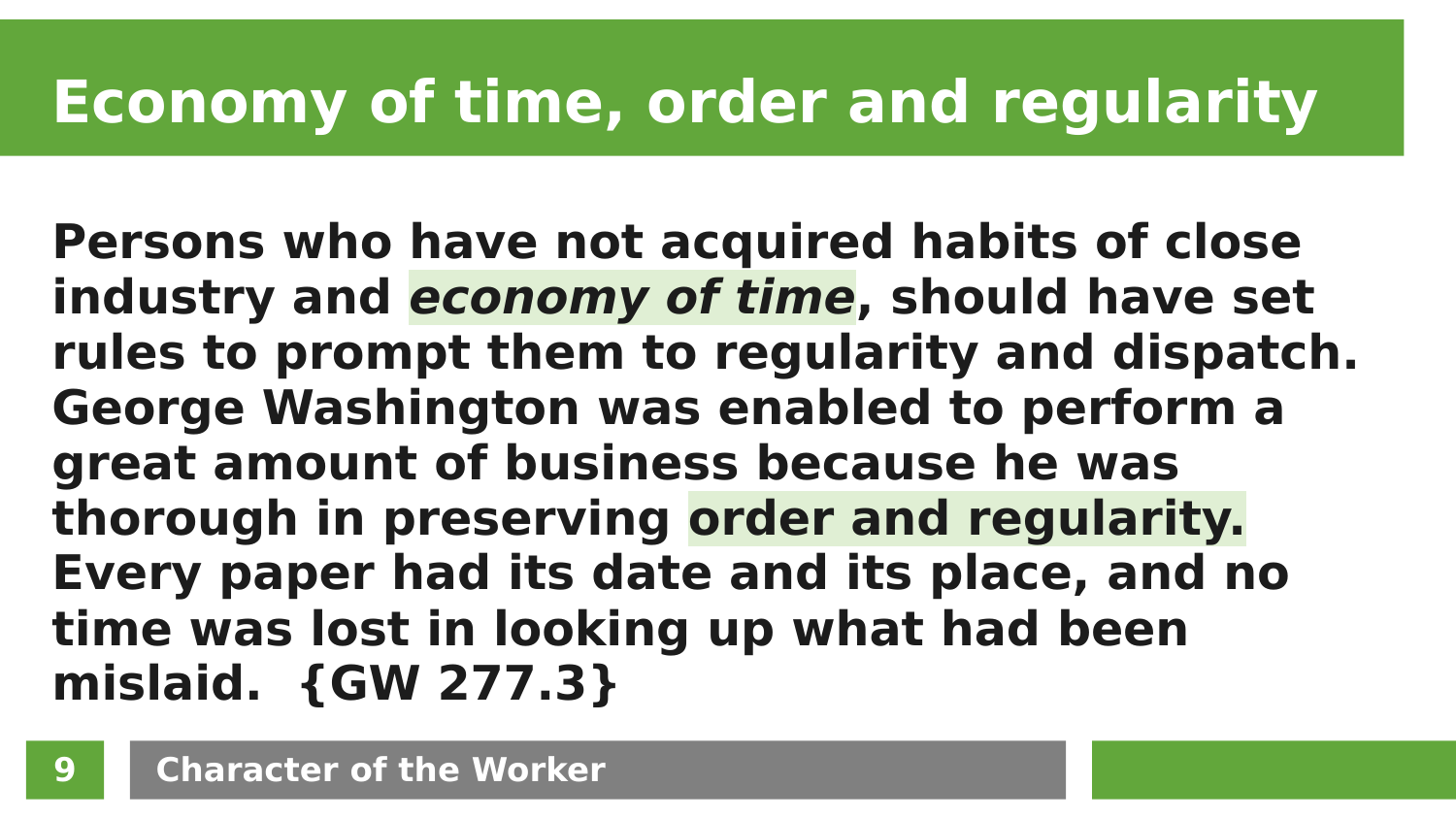# Economy of time, order and regularity

**Persons who have not acquired habits of close industry and *economy of time*, should have set rules to prompt them to regularity and dispatch. George Washington was enabled to perform a great amount of business because he was thorough in preserving order and regularity. Every paper had its date and its place, and no time was lost in looking up what had been mislaid. {GW 277.3}**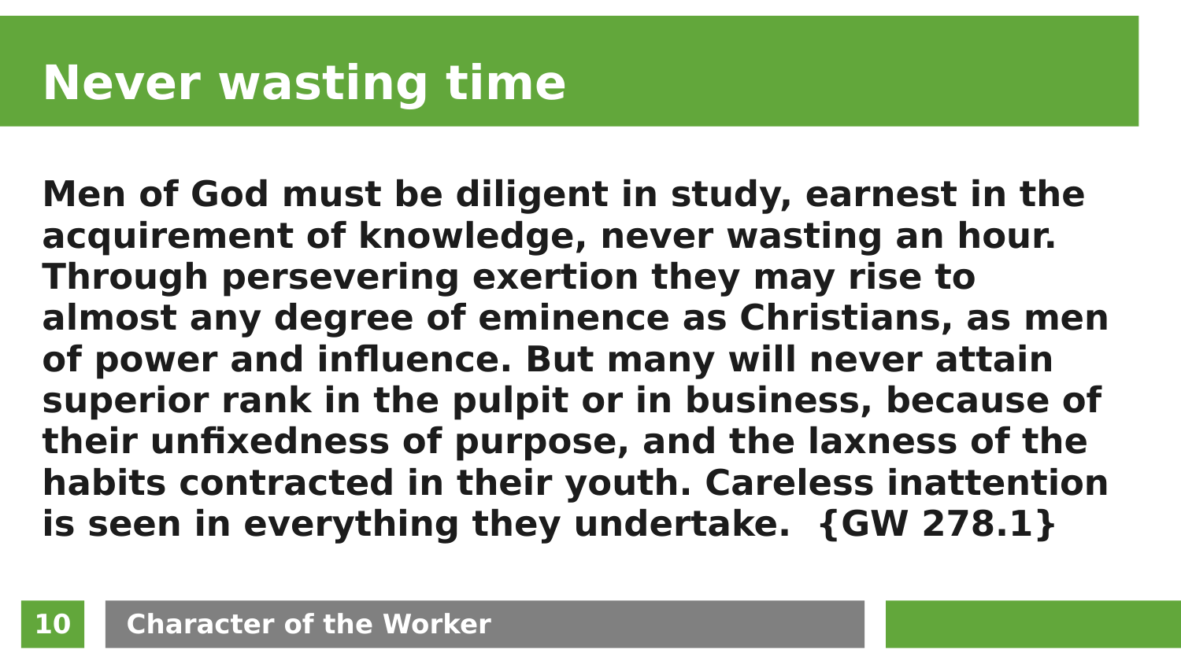# Never wasting time

**Men of God must be diligent in study, earnest in the acquirement of knowledge, never wasting an hour. Through persevering exertion they may rise to almost any degree of eminence as Christians, as men of power and influence. But many will never attain superior rank in the pulpit or in business, because of their unfixedness of purpose, and the laxness of the habits contracted in their youth. Careless inattention is seen in everything they undertake. {GW 278.1}**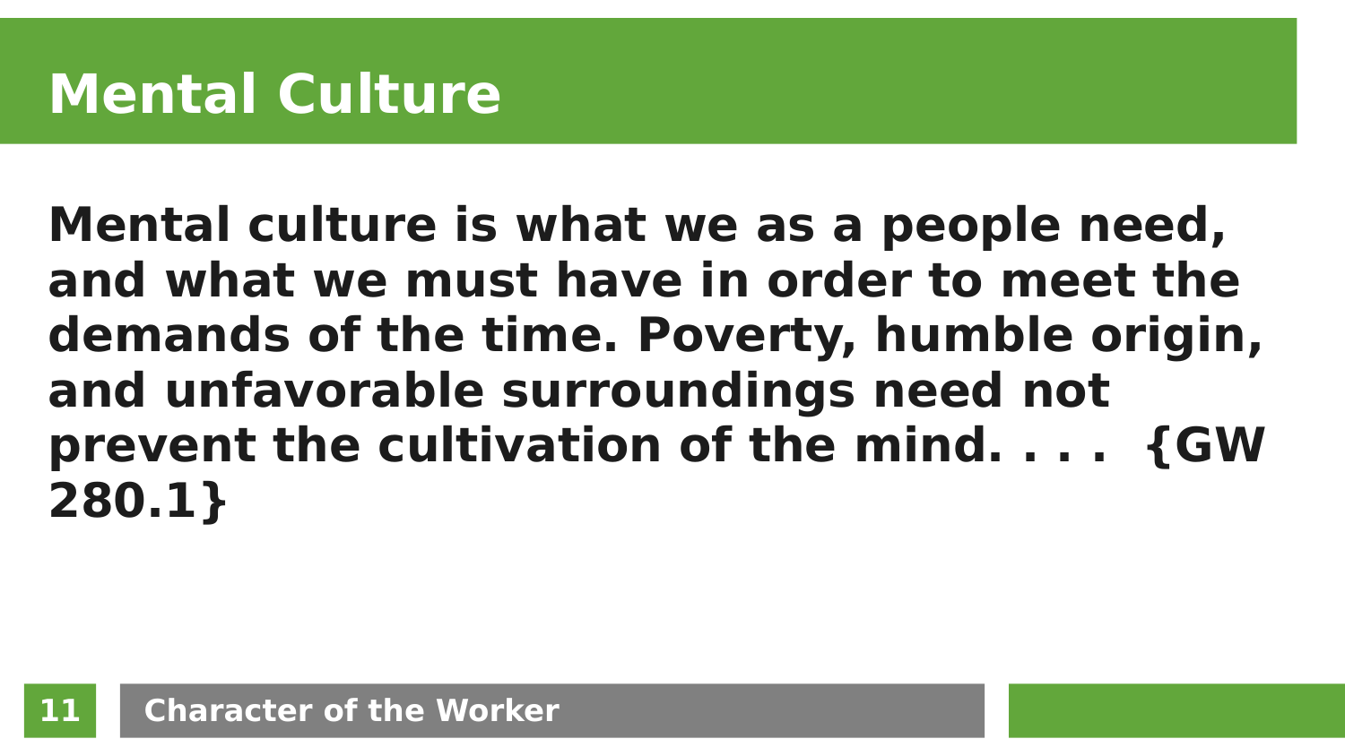# Mental Culture

**Mental culture is what we as a people need, and what we must have in order to meet the demands of the time. Poverty, humble origin, and unfavorable surroundings need not prevent the cultivation of the mind. . . . {GW 280.1}**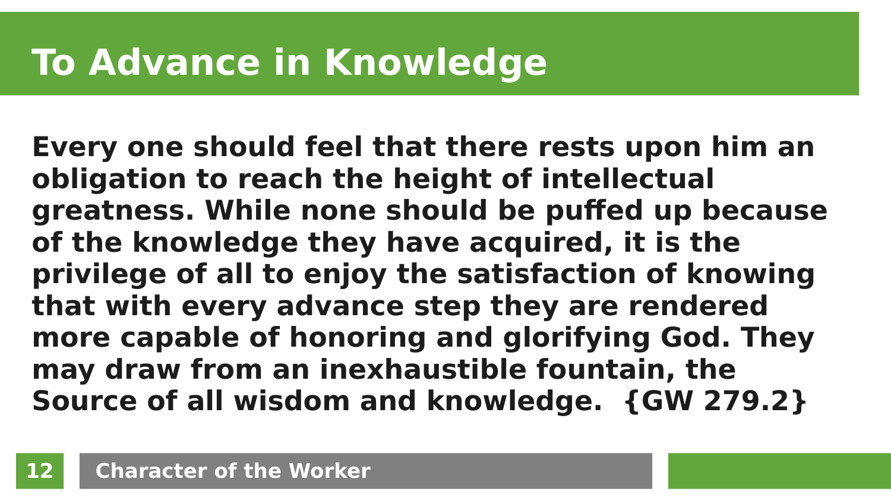# To Advance in Knowledge

**Every one should feel that there rests upon him an obligation to reach the height of intellectual greatness. While none should be puffed up because of the knowledge they have acquired, it is the privilege of all to enjoy the satisfaction of knowing that with every advance step they are rendered more capable of honoring and glorifying God. They may draw from an inexhaustible fountain, the Source of all wisdom and knowledge. {GW 279.2}**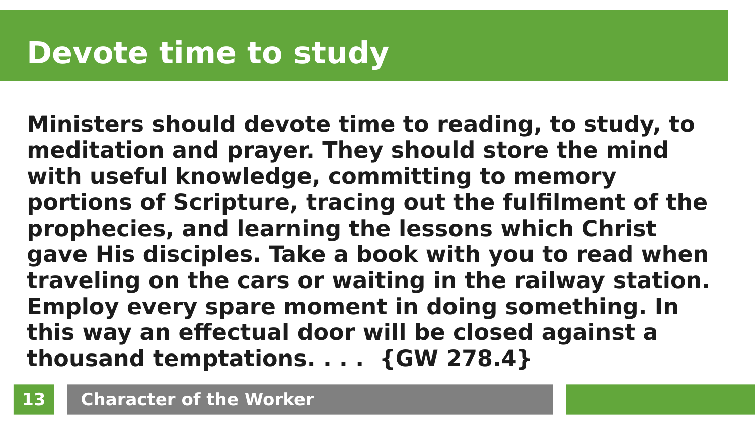# Devote time to study

**Ministers should devote time to reading, to study, to meditation and prayer. They should store the mind with useful knowledge, committing to memory portions of Scripture, tracing out the fulfilment of the prophecies, and learning the lessons which Christ gave His disciples. Take a book with you to read when traveling on the cars or waiting in the railway station. Employ every spare moment in doing something. In this way an effectual door will be closed against a thousand temptations. . . . {GW 278.4}**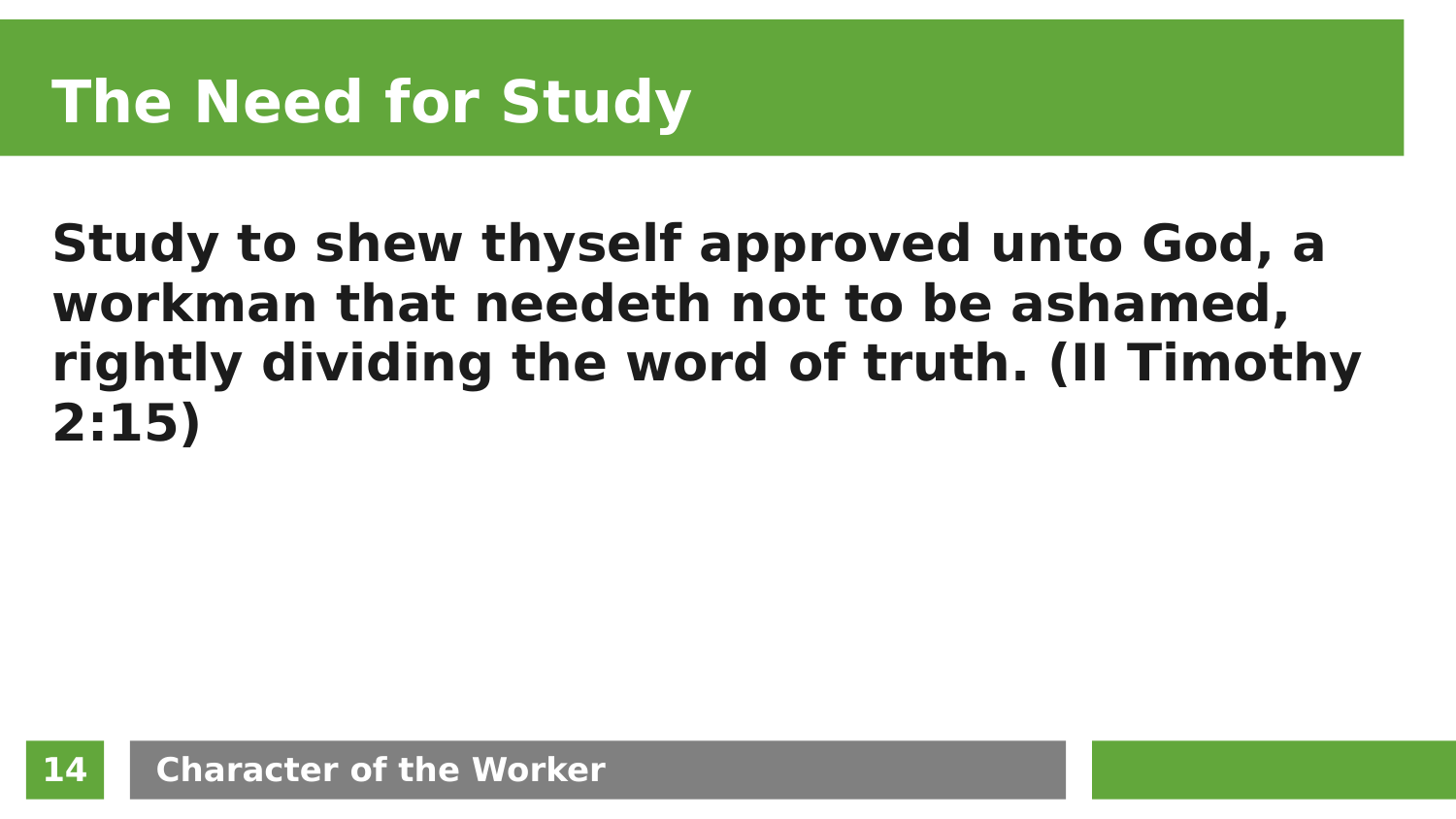# The Need for Study

**Study to shew thyself approved unto God, a workman that needeth not to be ashamed, rightly dividing the word of truth. (II Timothy 2:15)**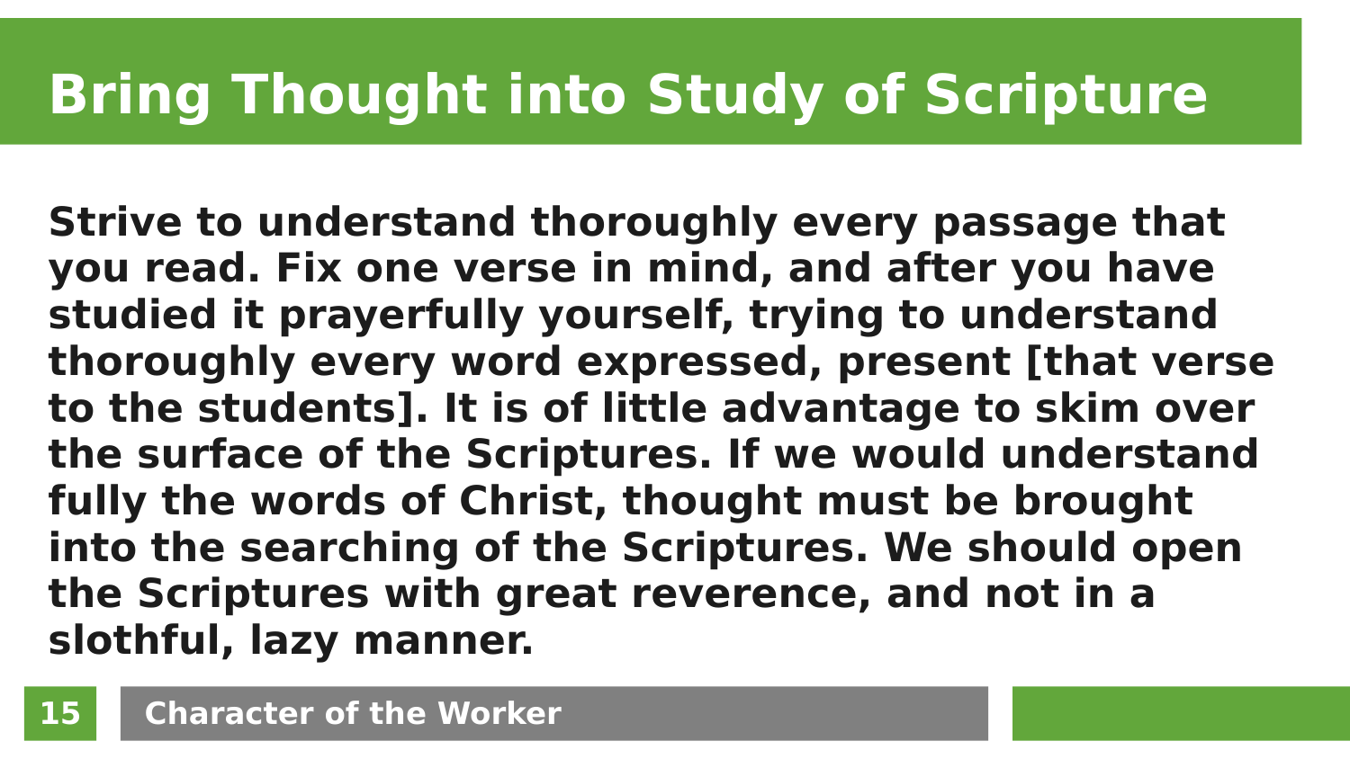# Bring Thought into Study of Scripture

**Strive to understand thoroughly every passage that you read. Fix one verse in mind, and after you have studied it prayerfully yourself, trying to understand thoroughly every word expressed, present [that verse to the students]. It is of little advantage to skim over the surface of the Scriptures. If we would understand fully the words of Christ, thought must be brought into the searching of the Scriptures. We should open the Scriptures with great reverence, and not in a slothful, lazy manner.**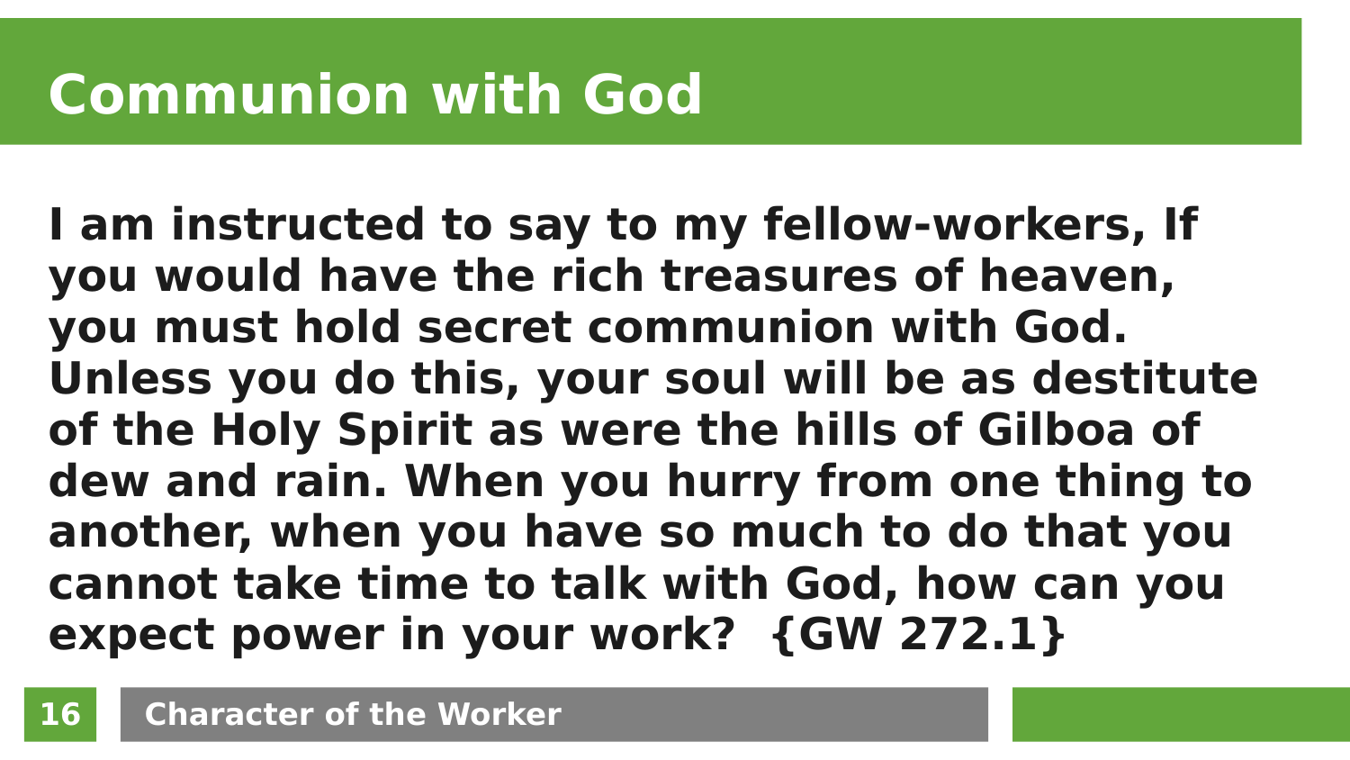# Communion with God

**I am instructed to say to my fellow-workers, If you would have the rich treasures of heaven, you must hold secret communion with God. Unless you do this, your soul will be as destitute of the Holy Spirit as were the hills of Gilboa of dew and rain. When you hurry from one thing to another, when you have so much to do that you cannot take time to talk with God, how can you expect power in your work? {GW 272.1}**